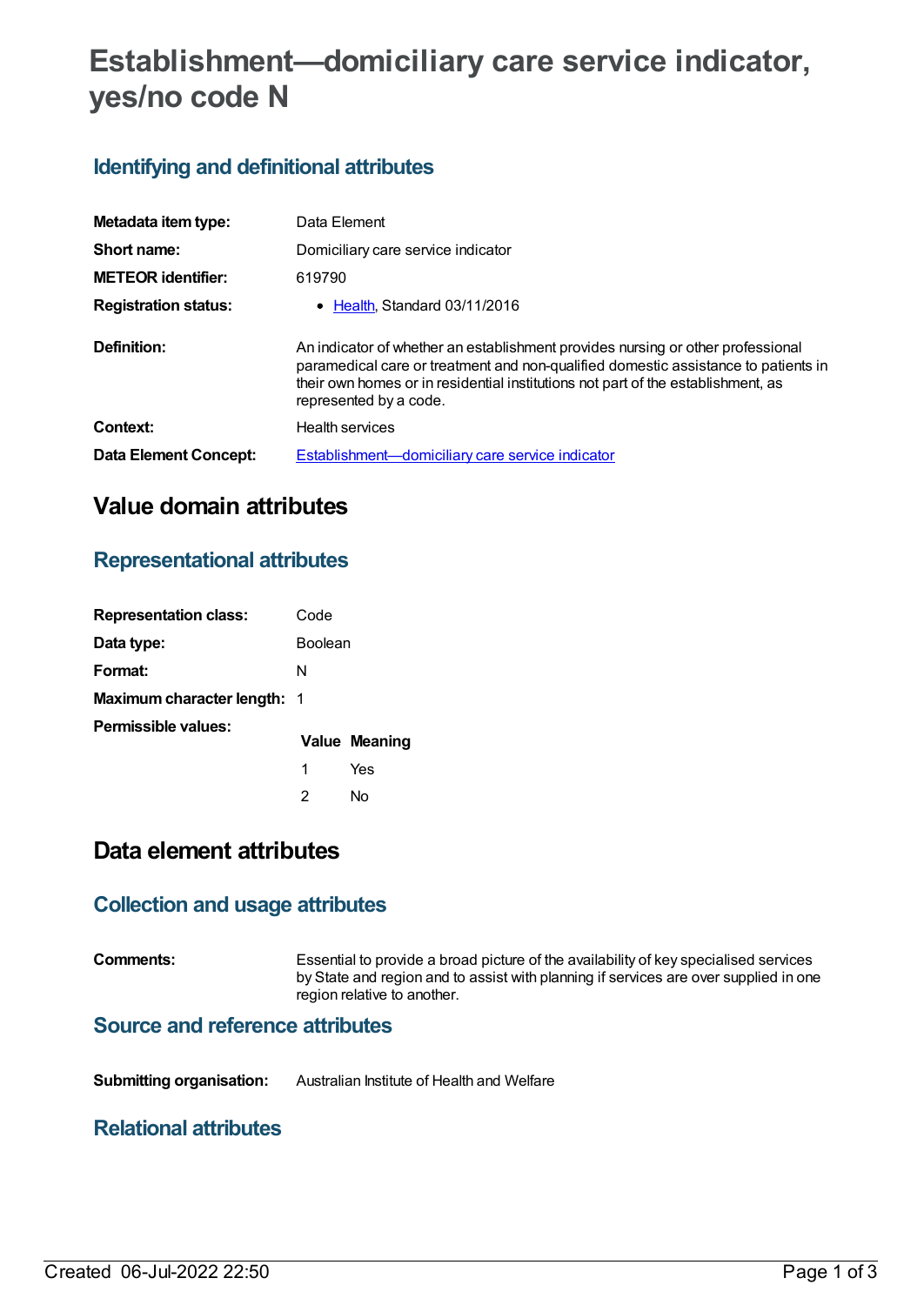# Establishment—domiciliary care service indicator, yes/no code N

## Identifying and definitional attributes

| | |
|---|---|
| **Metadata item type:** | Data Element |
| **Short name:** | Domiciliary care service indicator |
| **METEOR identifier:** | 619790 |
| **Registration status:** | • Health, Standard 03/11/2016 |
| **Definition:** | An indicator of whether an establishment provides nursing or other professional paramedical care or treatment and non-qualified domestic assistance to patients in their own homes or in residential institutions not part of the establishment, as represented by a code. |
| **Context:** | Health services |
| **Data Element Concept:** | Establishment—domiciliary care service indicator |

# Value domain attributes

## Representational attributes

| | |
|---|---|
| **Representation class:** | Code |
| **Data type:** | Boolean |
| **Format:** | N |
| **Maximum character length:** | 1 |

**Permissible values:**

| Value | Meaning |
|---|---|
| 1 | Yes |
| 2 | No |

# Data element attributes

## Collection and usage attributes

**Comments:** Essential to provide a broad picture of the availability of key specialised services by State and region and to assist with planning if services are over supplied in one region relative to another.

## Source and reference attributes

**Submitting organisation:** Australian Institute of Health and Welfare

## Relational attributes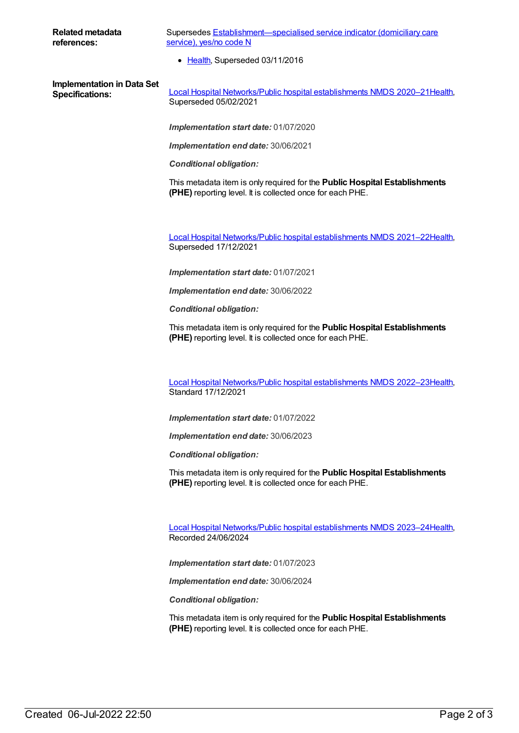**Related metadata references:**

Supersedes Establishment—specialised service indicator (domiciliary care service), yes/no code N

- Health, Superseded 03/11/2016

**Implementation in Data Set Specifications:**

Local Hospital Networks/Public hospital establishments NMDS 2020–21Health, Superseded 05/02/2021

***Implementation start date:*** 01/07/2020

***Implementation end date:*** 30/06/2021

***Conditional obligation:***

This metadata item is only required for the **Public Hospital Establishments (PHE)** reporting level. It is collected once for each PHE.

Local Hospital Networks/Public hospital establishments NMDS 2021–22Health, Superseded 17/12/2021

***Implementation start date:*** 01/07/2021

***Implementation end date:*** 30/06/2022

***Conditional obligation:***

This metadata item is only required for the **Public Hospital Establishments (PHE)** reporting level. It is collected once for each PHE.

Local Hospital Networks/Public hospital establishments NMDS 2022–23Health, Standard 17/12/2021

***Implementation start date:*** 01/07/2022

***Implementation end date:*** 30/06/2023

***Conditional obligation:***

This metadata item is only required for the **Public Hospital Establishments (PHE)** reporting level. It is collected once for each PHE.

Local Hospital Networks/Public hospital establishments NMDS 2023–24Health, Recorded 24/06/2024

***Implementation start date:*** 01/07/2023

***Implementation end date:*** 30/06/2024

***Conditional obligation:***

This metadata item is only required for the **Public Hospital Establishments (PHE)** reporting level. It is collected once for each PHE.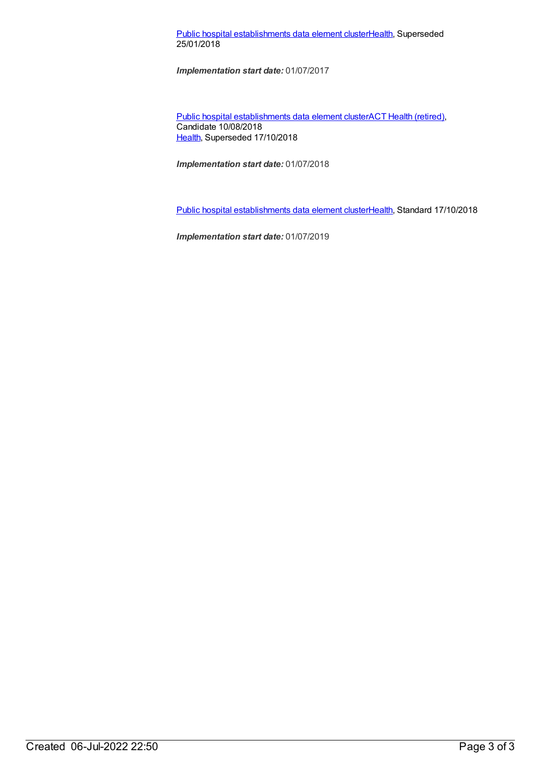Public hospital establishments data element clusterHealth, Superseded 25/01/2018

***Implementation start date:*** 01/07/2017

Public hospital establishments data element clusterACT Health (retired), Candidate 10/08/2018
Health, Superseded 17/10/2018

***Implementation start date:*** 01/07/2018

Public hospital establishments data element clusterHealth, Standard 17/10/2018

***Implementation start date:*** 01/07/2019